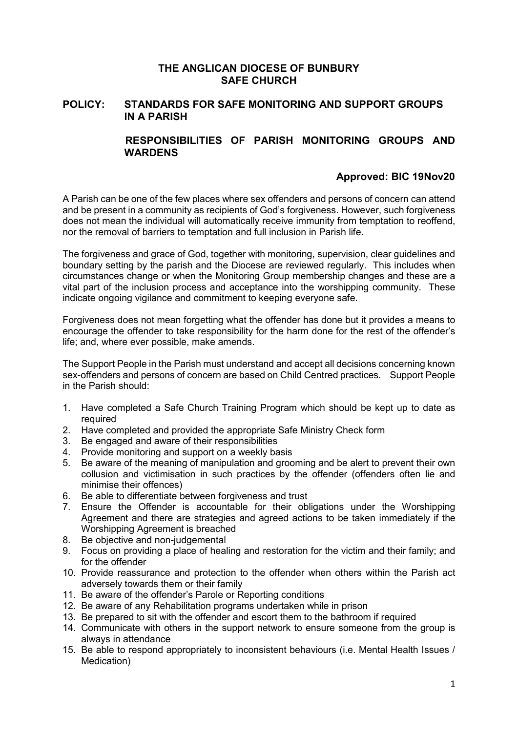# THE ANGLICAN DIOCESE OF BUNBURY
# SAFE CHURCH

## POLICY: STANDARDS FOR SAFE MONITORING AND SUPPORT GROUPS IN A PARISH

## RESPONSIBILITIES OF PARISH MONITORING GROUPS AND WARDENS

**Approved: BIC 19Nov20**

A Parish can be one of the few places where sex offenders and persons of concern can attend and be present in a community as recipients of God's forgiveness. However, such forgiveness does not mean the individual will automatically receive immunity from temptation to reoffend, nor the removal of barriers to temptation and full inclusion in Parish life.

The forgiveness and grace of God, together with monitoring, supervision, clear guidelines and boundary setting by the parish and the Diocese are reviewed regularly. This includes when circumstances change or when the Monitoring Group membership changes and these are a vital part of the inclusion process and acceptance into the worshipping community. These indicate ongoing vigilance and commitment to keeping everyone safe.

Forgiveness does not mean forgetting what the offender has done but it provides a means to encourage the offender to take responsibility for the harm done for the rest of the offender's life; and, where ever possible, make amends.

The Support People in the Parish must understand and accept all decisions concerning known sex-offenders and persons of concern are based on Child Centred practices. Support People in the Parish should:

1. Have completed a Safe Church Training Program which should be kept up to date as required
2. Have completed and provided the appropriate Safe Ministry Check form
3. Be engaged and aware of their responsibilities
4. Provide monitoring and support on a weekly basis
5. Be aware of the meaning of manipulation and grooming and be alert to prevent their own collusion and victimisation in such practices by the offender (offenders often lie and minimise their offences)
6. Be able to differentiate between forgiveness and trust
7. Ensure the Offender is accountable for their obligations under the Worshipping Agreement and there are strategies and agreed actions to be taken immediately if the Worshipping Agreement is breached
8. Be objective and non-judgemental
9. Focus on providing a place of healing and restoration for the victim and their family; and for the offender
10. Provide reassurance and protection to the offender when others within the Parish act adversely towards them or their family
11. Be aware of the offender's Parole or Reporting conditions
12. Be aware of any Rehabilitation programs undertaken while in prison
13. Be prepared to sit with the offender and escort them to the bathroom if required
14. Communicate with others in the support network to ensure someone from the group is always in attendance
15. Be able to respond appropriately to inconsistent behaviours (i.e. Mental Health Issues / Medication)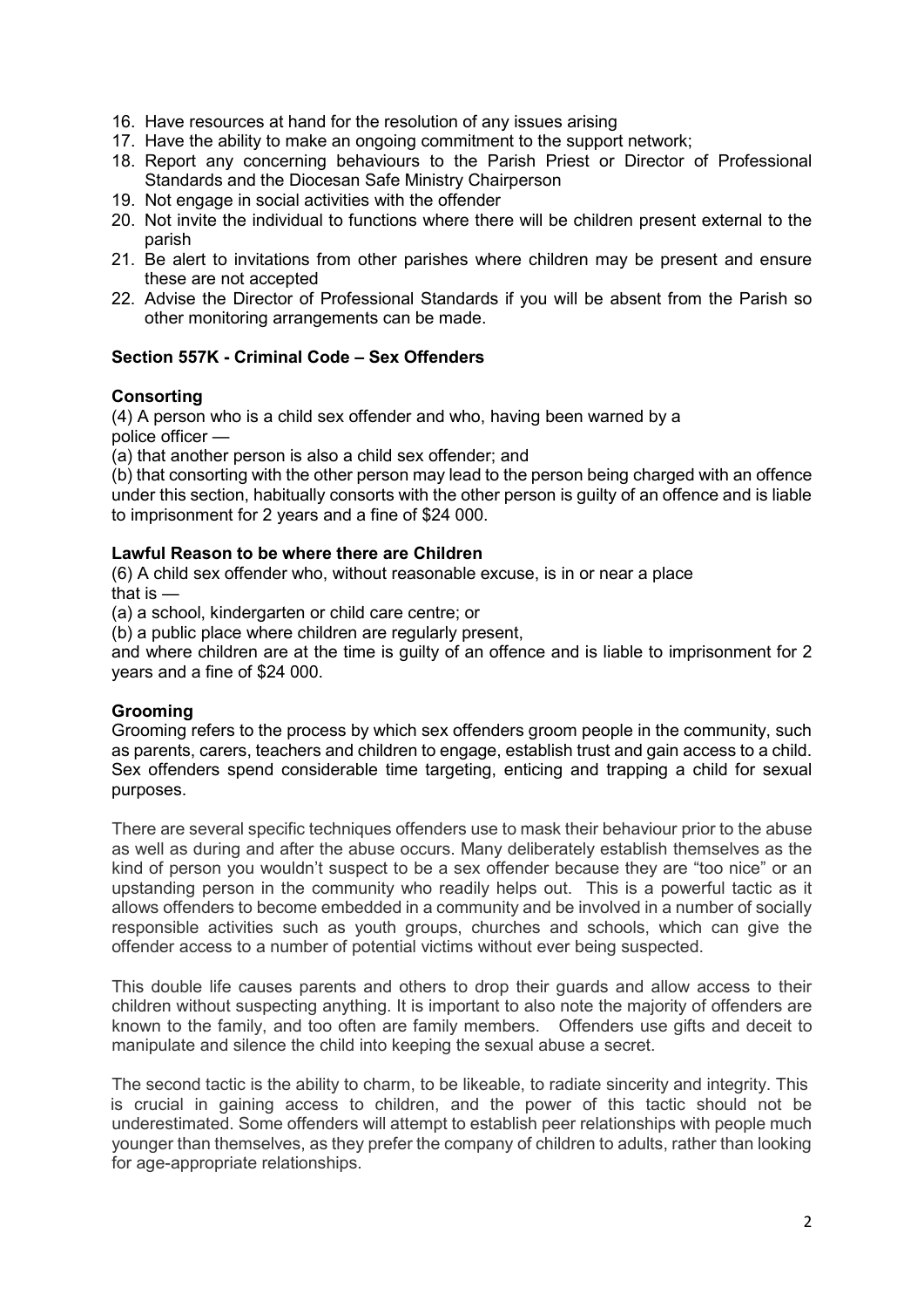16. Have resources at hand for the resolution of any issues arising
17. Have the ability to make an ongoing commitment to the support network;
18. Report any concerning behaviours to the Parish Priest or Director of Professional Standards and the Diocesan Safe Ministry Chairperson
19. Not engage in social activities with the offender
20. Not invite the individual to functions where there will be children present external to the parish
21. Be alert to invitations from other parishes where children may be present and ensure these are not accepted
22. Advise the Director of Professional Standards if you will be absent from the Parish so other monitoring arrangements can be made.

**Section 557K - Criminal Code – Sex Offenders**

**Consorting**

(4) A person who is a child sex offender and who, having been warned by a police officer —

(a) that another person is also a child sex offender; and

(b) that consorting with the other person may lead to the person being charged with an offence under this section, habitually consorts with the other person is guilty of an offence and is liable to imprisonment for 2 years and a fine of $24 000.

**Lawful Reason to be where there are Children**

(6) A child sex offender who, without reasonable excuse, is in or near a place that is —

(a) a school, kindergarten or child care centre; or

(b) a public place where children are regularly present,

and where children are at the time is guilty of an offence and is liable to imprisonment for 2 years and a fine of $24 000.

**Grooming**

Grooming refers to the process by which sex offenders groom people in the community, such as parents, carers, teachers and children to engage, establish trust and gain access to a child. Sex offenders spend considerable time targeting, enticing and trapping a child for sexual purposes.

There are several specific techniques offenders use to mask their behaviour prior to the abuse as well as during and after the abuse occurs. Many deliberately establish themselves as the kind of person you wouldn't suspect to be a sex offender because they are "too nice" or an upstanding person in the community who readily helps out. This is a powerful tactic as it allows offenders to become embedded in a community and be involved in a number of socially responsible activities such as youth groups, churches and schools, which can give the offender access to a number of potential victims without ever being suspected.

This double life causes parents and others to drop their guards and allow access to their children without suspecting anything. It is important to also note the majority of offenders are known to the family, and too often are family members. Offenders use gifts and deceit to manipulate and silence the child into keeping the sexual abuse a secret.

The second tactic is the ability to charm, to be likeable, to radiate sincerity and integrity. This is crucial in gaining access to children, and the power of this tactic should not be underestimated. Some offenders will attempt to establish peer relationships with people much younger than themselves, as they prefer the company of children to adults, rather than looking for age-appropriate relationships.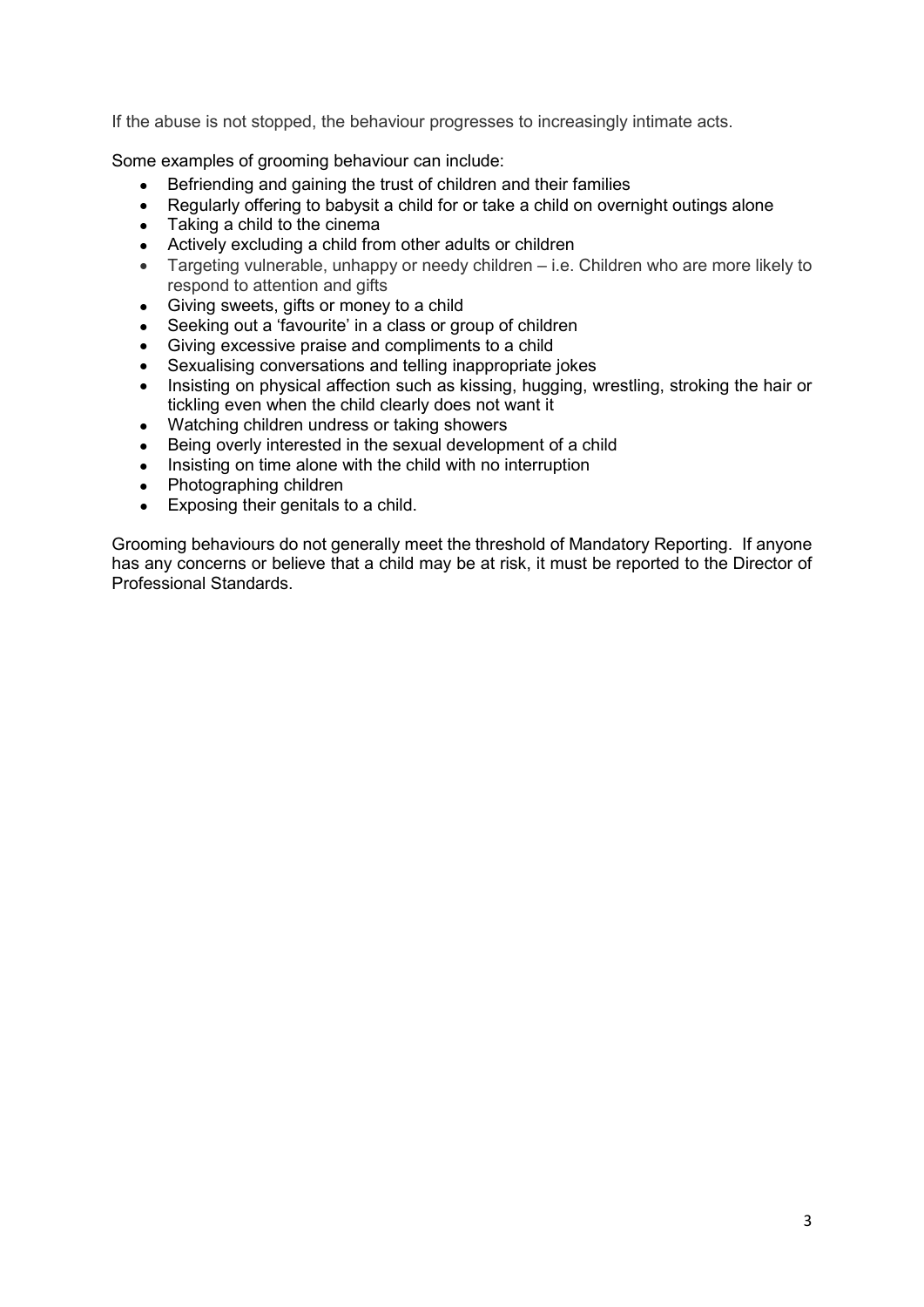If the abuse is not stopped, the behaviour progresses to increasingly intimate acts.

Some examples of grooming behaviour can include:

- Befriending and gaining the trust of children and their families
- Regularly offering to babysit a child for or take a child on overnight outings alone
- Taking a child to the cinema
- Actively excluding a child from other adults or children
- Targeting vulnerable, unhappy or needy children – i.e. Children who are more likely to respond to attention and gifts
- Giving sweets, gifts or money to a child
- Seeking out a 'favourite' in a class or group of children
- Giving excessive praise and compliments to a child
- Sexualising conversations and telling inappropriate jokes
- Insisting on physical affection such as kissing, hugging, wrestling, stroking the hair or tickling even when the child clearly does not want it
- Watching children undress or taking showers
- Being overly interested in the sexual development of a child
- Insisting on time alone with the child with no interruption
- Photographing children
- Exposing their genitals to a child.

Grooming behaviours do not generally meet the threshold of Mandatory Reporting. If anyone has any concerns or believe that a child may be at risk, it must be reported to the Director of Professional Standards.